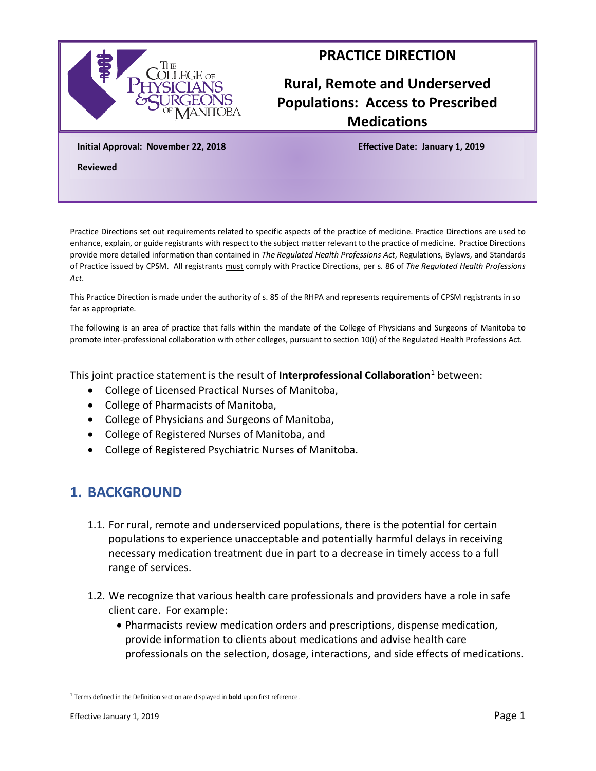# PRACTICE DIRECTION

## Rural, Remote and Underserved Populations: Access to Prescribed Medications

**Initial Approval: November 22, 2018**

**Effective Date: January 1, 2019**

**Reviewed**

Practice Directions set out requirements related to specific aspects of the practice of medicine. Practice Directions are used to enhance, explain, or guide registrants with respect to the subject matter relevant to the practice of medicine. Practice Directions provide more detailed information than contained in *The Regulated Health Professions Act*, Regulations, Bylaws, and Standards of Practice issued by CPSM. All registrants must comply with Practice Directions, per s. 86 of *The Regulated Health Professions Act*.

This Practice Direction is made under the authority of s. 85 of the RHPA and represents requirements of CPSM registrants in so far as appropriate.

The following is an area of practice that falls within the mandate of the College of Physicians and Surgeons of Manitoba to promote inter-professional collaboration with other colleges, pursuant to section 10(i) of the Regulated Health Professions Act.

This joint practice statement is the result of **Interprofessional Collaboration**[1] between:

- College of Licensed Practical Nurses of Manitoba,
- College of Pharmacists of Manitoba,
- College of Physicians and Surgeons of Manitoba,
- College of Registered Nurses of Manitoba, and
- College of Registered Psychiatric Nurses of Manitoba.

## 1. BACKGROUND

1.1. For rural, remote and underserviced populations, there is the potential for certain populations to experience unacceptable and potentially harmful delays in receiving necessary medication treatment due in part to a decrease in timely access to a full range of services.

1.2. We recognize that various health care professionals and providers have a role in safe client care. For example:

- Pharmacists review medication orders and prescriptions, dispense medication, provide information to clients about medications and advise health care professionals on the selection, dosage, interactions, and side effects of medications.

[1] Terms defined in the Definition section are displayed in **bold** upon first reference.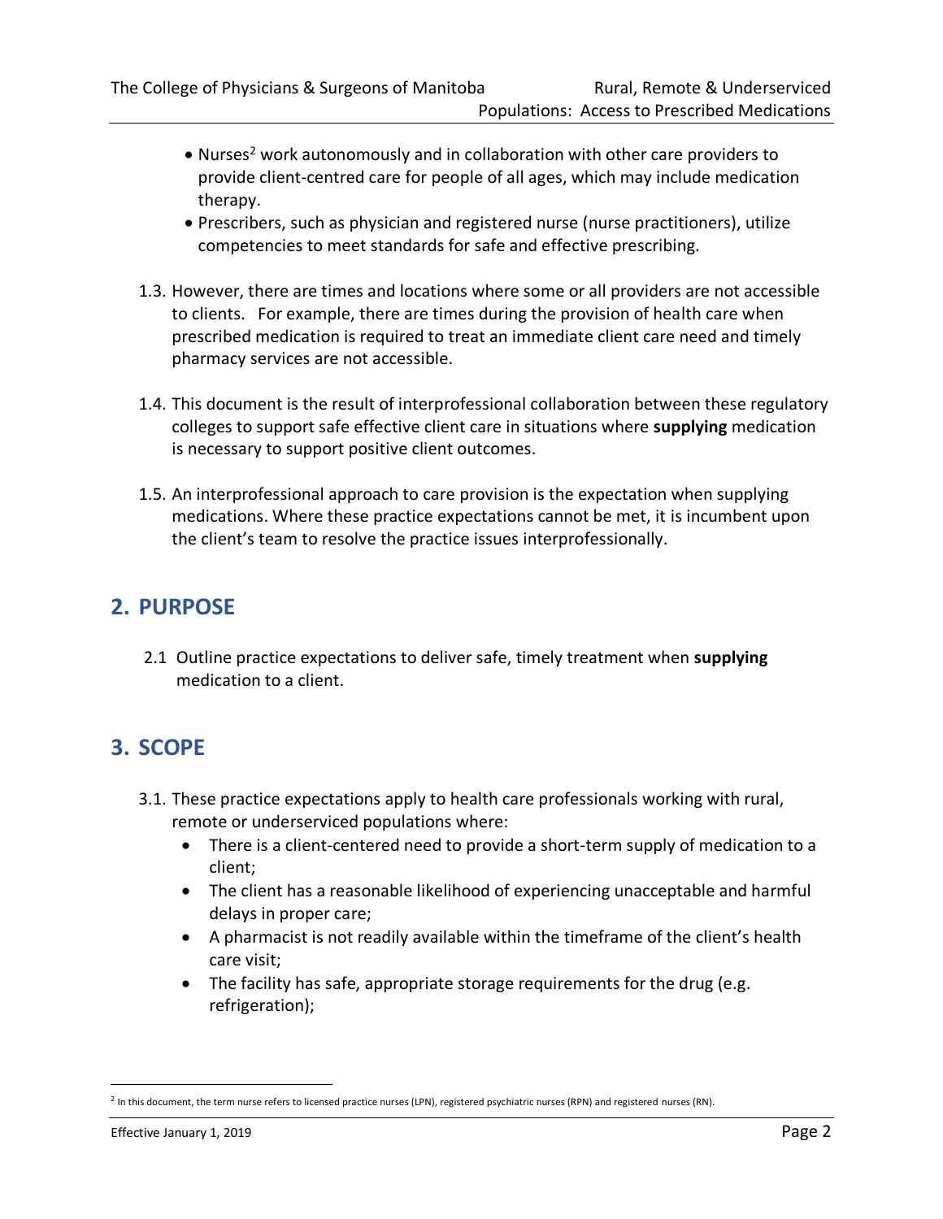- Nurses[2] work autonomously and in collaboration with other care providers to provide client-centred care for people of all ages, which may include medication therapy.
- Prescribers, such as physician and registered nurse (nurse practitioners), utilize competencies to meet standards for safe and effective prescribing.

1.3. However, there are times and locations where some or all providers are not accessible to clients. For example, there are times during the provision of health care when prescribed medication is required to treat an immediate client care need and timely pharmacy services are not accessible.

1.4. This document is the result of interprofessional collaboration between these regulatory colleges to support safe effective client care in situations where **supplying** medication is necessary to support positive client outcomes.

1.5. An interprofessional approach to care provision is the expectation when supplying medications. Where these practice expectations cannot be met, it is incumbent upon the client's team to resolve the practice issues interprofessionally.

## 2. PURPOSE

2.1 Outline practice expectations to deliver safe, timely treatment when **supplying** medication to a client.

## 3. SCOPE

3.1. These practice expectations apply to health care professionals working with rural, remote or underserviced populations where:

- There is a client-centered need to provide a short-term supply of medication to a client;
- The client has a reasonable likelihood of experiencing unacceptable and harmful delays in proper care;
- A pharmacist is not readily available within the timeframe of the client's health care visit;
- The facility has safe, appropriate storage requirements for the drug (e.g. refrigeration);

[2] In this document, the term nurse refers to licensed practice nurses (LPN), registered psychiatric nurses (RPN) and registered nurses (RN).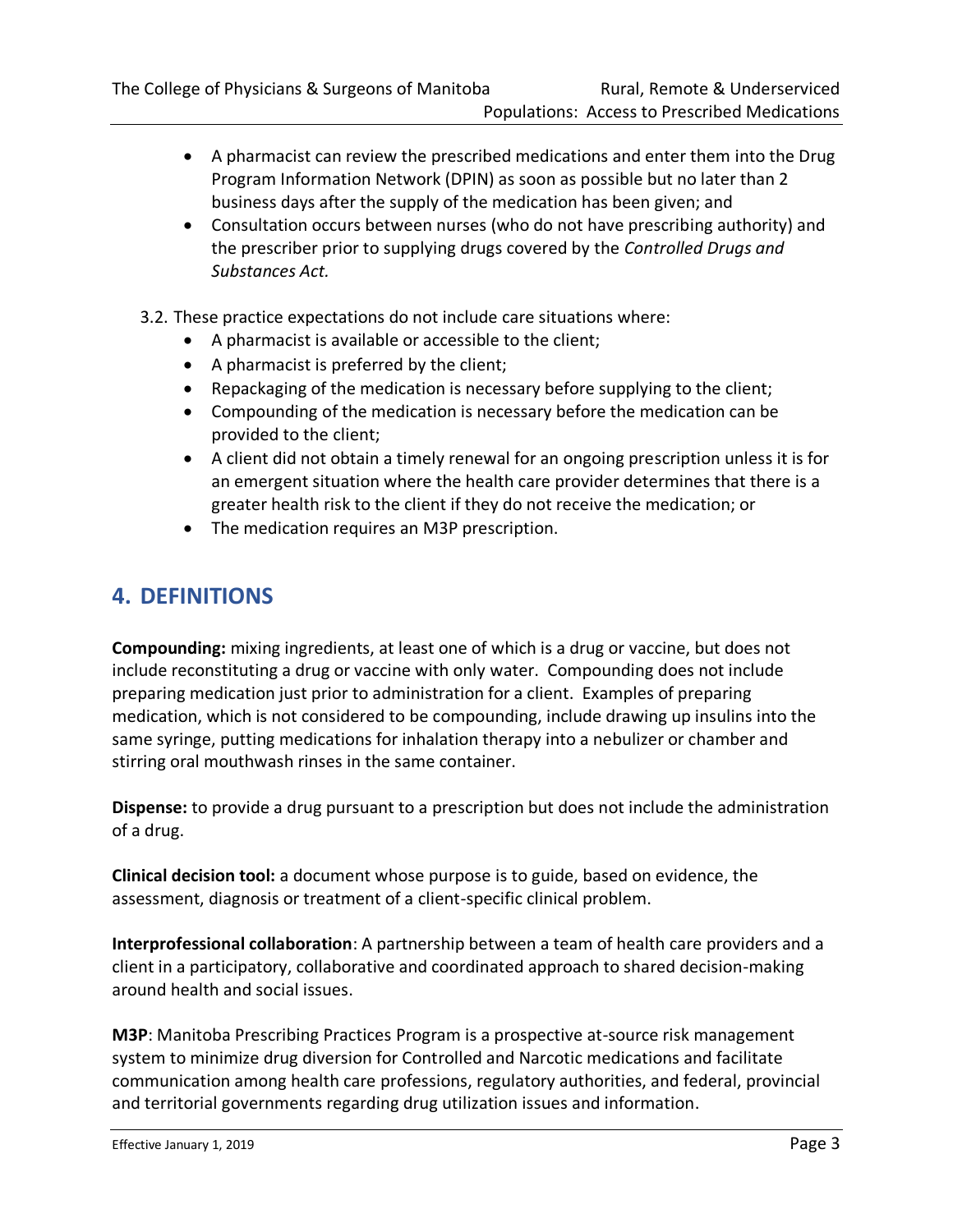- A pharmacist can review the prescribed medications and enter them into the Drug Program Information Network (DPIN) as soon as possible but no later than 2 business days after the supply of the medication has been given; and
- Consultation occurs between nurses (who do not have prescribing authority) and the prescriber prior to supplying drugs covered by the *Controlled Drugs and Substances Act.*

3.2. These practice expectations do not include care situations where:

- A pharmacist is available or accessible to the client;
- A pharmacist is preferred by the client;
- Repackaging of the medication is necessary before supplying to the client;
- Compounding of the medication is necessary before the medication can be provided to the client;
- A client did not obtain a timely renewal for an ongoing prescription unless it is for an emergent situation where the health care provider determines that there is a greater health risk to the client if they do not receive the medication; or
- The medication requires an M3P prescription.

## 4. DEFINITIONS

**Compounding:** mixing ingredients, at least one of which is a drug or vaccine, but does not include reconstituting a drug or vaccine with only water. Compounding does not include preparing medication just prior to administration for a client. Examples of preparing medication, which is not considered to be compounding, include drawing up insulins into the same syringe, putting medications for inhalation therapy into a nebulizer or chamber and stirring oral mouthwash rinses in the same container.

**Dispense:** to provide a drug pursuant to a prescription but does not include the administration of a drug.

**Clinical decision tool:** a document whose purpose is to guide, based on evidence, the assessment, diagnosis or treatment of a client-specific clinical problem.

**Interprofessional collaboration**: A partnership between a team of health care providers and a client in a participatory, collaborative and coordinated approach to shared decision-making around health and social issues.

**M3P**: Manitoba Prescribing Practices Program is a prospective at-source risk management system to minimize drug diversion for Controlled and Narcotic medications and facilitate communication among health care professions, regulatory authorities, and federal, provincial and territorial governments regarding drug utilization issues and information.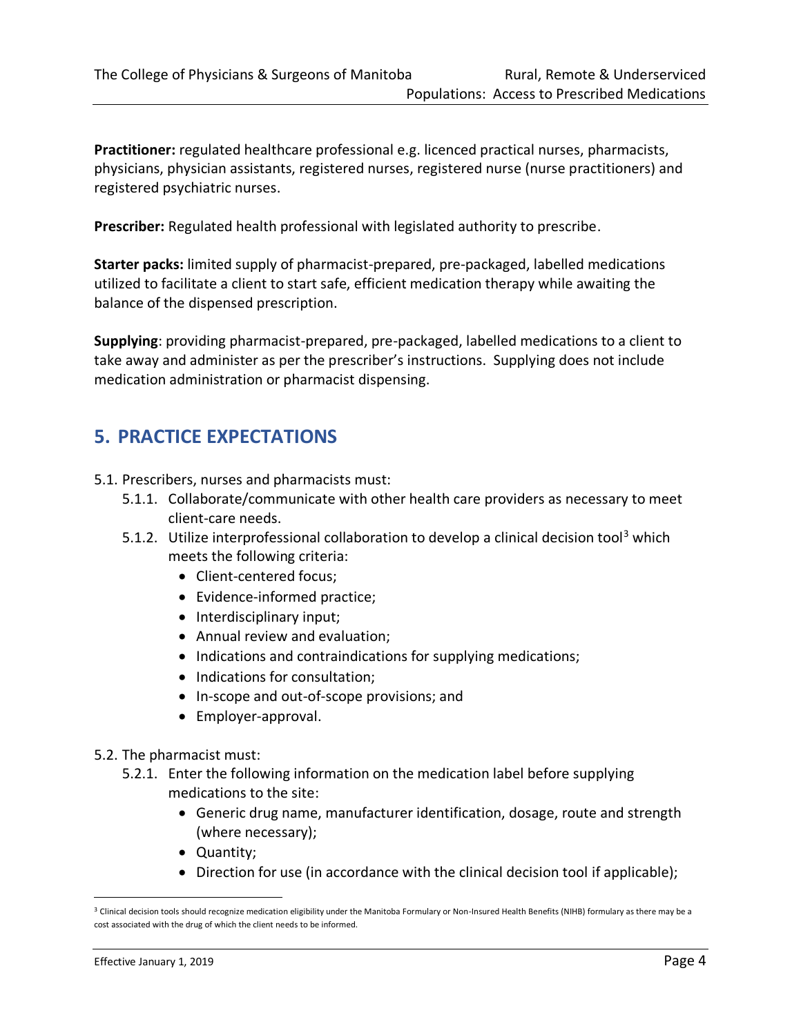**Practitioner:** regulated healthcare professional e.g. licenced practical nurses, pharmacists, physicians, physician assistants, registered nurses, registered nurse (nurse practitioners) and registered psychiatric nurses.

**Prescriber:** Regulated health professional with legislated authority to prescribe.

**Starter packs:** limited supply of pharmacist-prepared, pre-packaged, labelled medications utilized to facilitate a client to start safe, efficient medication therapy while awaiting the balance of the dispensed prescription.

**Supplying**: providing pharmacist-prepared, pre-packaged, labelled medications to a client to take away and administer as per the prescriber's instructions. Supplying does not include medication administration or pharmacist dispensing.

## 5. PRACTICE EXPECTATIONS

5.1. Prescribers, nurses and pharmacists must:

- 5.1.1. Collaborate/communicate with other health care providers as necessary to meet client-care needs.
- 5.1.2. Utilize interprofessional collaboration to develop a clinical decision tool[3] which meets the following criteria:
  - Client-centered focus;
  - Evidence-informed practice;
  - Interdisciplinary input;
  - Annual review and evaluation;
  - Indications and contraindications for supplying medications;
  - Indications for consultation;
  - In-scope and out-of-scope provisions; and
  - Employer-approval.

5.2. The pharmacist must:

- 5.2.1. Enter the following information on the medication label before supplying medications to the site:
  - Generic drug name, manufacturer identification, dosage, route and strength (where necessary);
  - Quantity;
  - Direction for use (in accordance with the clinical decision tool if applicable);

[3] Clinical decision tools should recognize medication eligibility under the Manitoba Formulary or Non-Insured Health Benefits (NIHB) formulary as there may be a cost associated with the drug of which the client needs to be informed.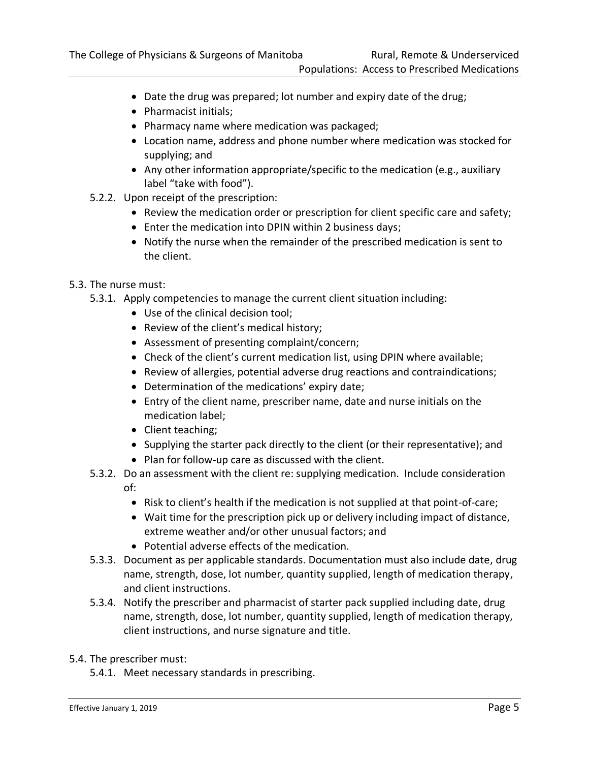- Date the drug was prepared; lot number and expiry date of the drug;
- Pharmacist initials;
- Pharmacy name where medication was packaged;
- Location name, address and phone number where medication was stocked for supplying; and
- Any other information appropriate/specific to the medication (e.g., auxiliary label "take with food").

5.2.2. Upon receipt of the prescription:

- Review the medication order or prescription for client specific care and safety;
- Enter the medication into DPIN within 2 business days;
- Notify the nurse when the remainder of the prescribed medication is sent to the client.

5.3. The nurse must:

5.3.1. Apply competencies to manage the current client situation including:

- Use of the clinical decision tool;
- Review of the client's medical history;
- Assessment of presenting complaint/concern;
- Check of the client's current medication list, using DPIN where available;
- Review of allergies, potential adverse drug reactions and contraindications;
- Determination of the medications' expiry date;
- Entry of the client name, prescriber name, date and nurse initials on the medication label;
- Client teaching;
- Supplying the starter pack directly to the client (or their representative); and
- Plan for follow-up care as discussed with the client.

5.3.2. Do an assessment with the client re: supplying medication. Include consideration of:

- Risk to client's health if the medication is not supplied at that point-of-care;
- Wait time for the prescription pick up or delivery including impact of distance, extreme weather and/or other unusual factors; and
- Potential adverse effects of the medication.

5.3.3. Document as per applicable standards. Documentation must also include date, drug name, strength, dose, lot number, quantity supplied, length of medication therapy, and client instructions.

5.3.4. Notify the prescriber and pharmacist of starter pack supplied including date, drug name, strength, dose, lot number, quantity supplied, length of medication therapy, client instructions, and nurse signature and title.

5.4. The prescriber must:

5.4.1. Meet necessary standards in prescribing.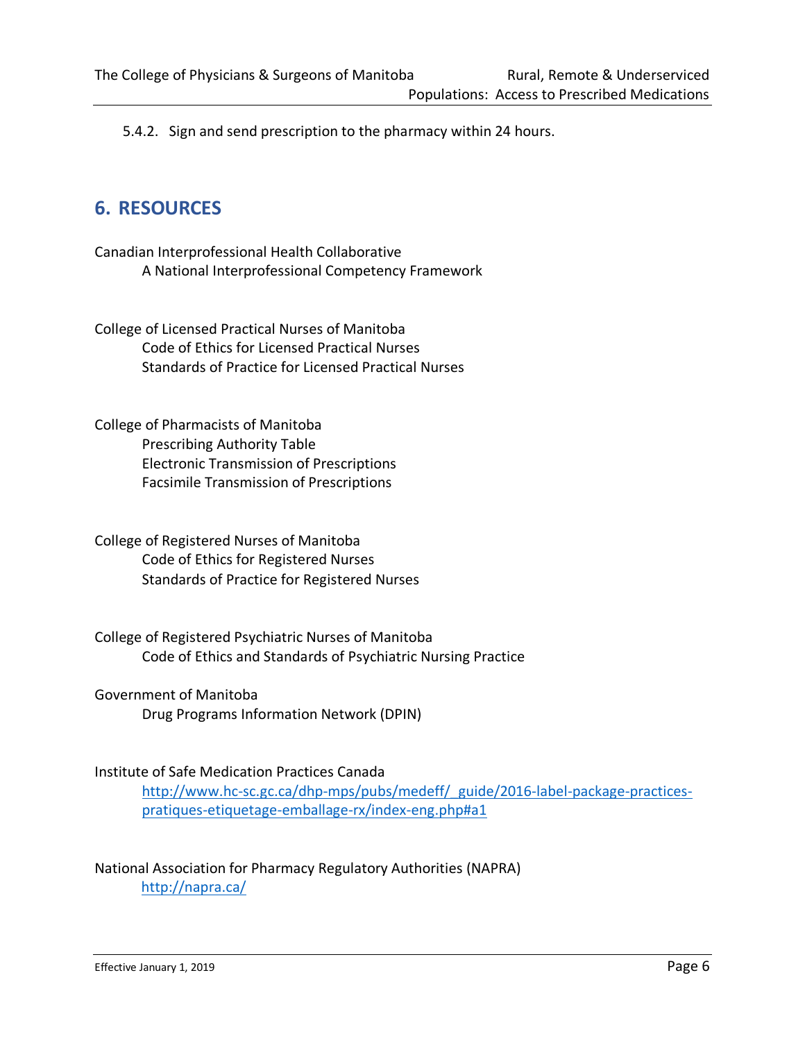5.4.2. Sign and send prescription to the pharmacy within 24 hours.

## 6. RESOURCES

Canadian Interprofessional Health Collaborative
A National Interprofessional Competency Framework

College of Licensed Practical Nurses of Manitoba
Code of Ethics for Licensed Practical Nurses
Standards of Practice for Licensed Practical Nurses

College of Pharmacists of Manitoba
Prescribing Authority Table
Electronic Transmission of Prescriptions
Facsimile Transmission of Prescriptions

College of Registered Nurses of Manitoba
Code of Ethics for Registered Nurses
Standards of Practice for Registered Nurses

College of Registered Psychiatric Nurses of Manitoba
Code of Ethics and Standards of Psychiatric Nursing Practice

Government of Manitoba
Drug Programs Information Network (DPIN)

Institute of Safe Medication Practices Canada
http://www.hc-sc.gc.ca/dhp-mps/pubs/medeff/_guide/2016-label-package-practices-pratiques-etiquetage-emballage-rx/index-eng.php#a1

National Association for Pharmacy Regulatory Authorities (NAPRA)
http://napra.ca/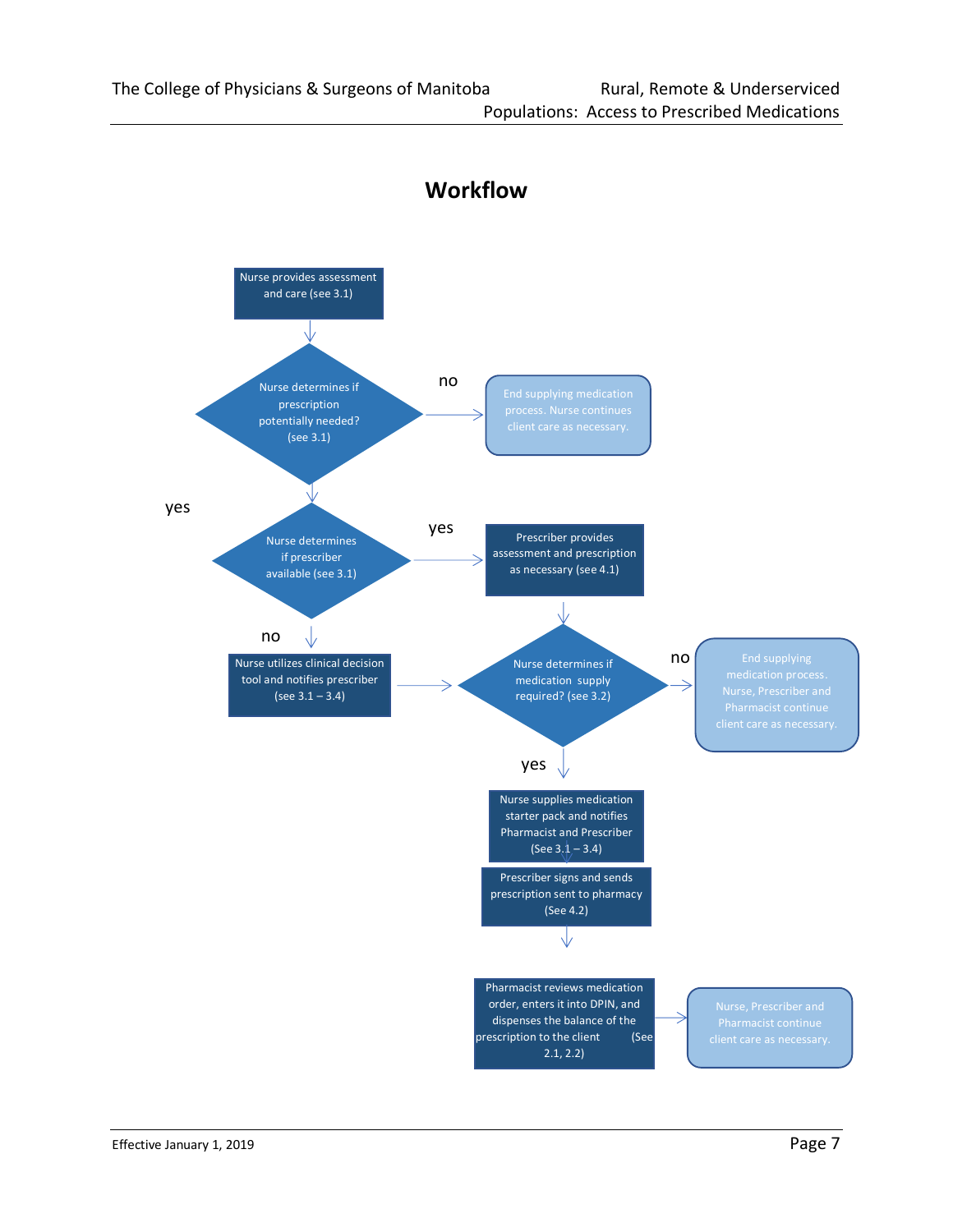# Workflow

Nurse provides assessment and care (see 3.1)

Nurse determines if prescription potentially needed? (see 3.1)

no

End supplying medication process. Nurse continues client care as necessary.

yes

Nurse determines if prescriber available (see 3.1)

yes

Prescriber provides assessment and prescription as necessary (see 4.1)

no

Nurse utilizes clinical decision tool and notifies prescriber (see 3.1 – 3.4)

Nurse determines if medication supply required? (see 3.2)

no

End supplying medication process. Nurse, Prescriber and Pharmacist continue client care as necessary.

yes

Nurse supplies medication starter pack and notifies Pharmacist and Prescriber (See 3.1 – 3.4)

Prescriber signs and sends prescription sent to pharmacy (See 4.2)

Pharmacist reviews medication order, enters it into DPIN, and dispenses the balance of the prescription to the client (See 2.1, 2.2)

Nurse, Prescriber and Pharmacist continue client care as necessary.